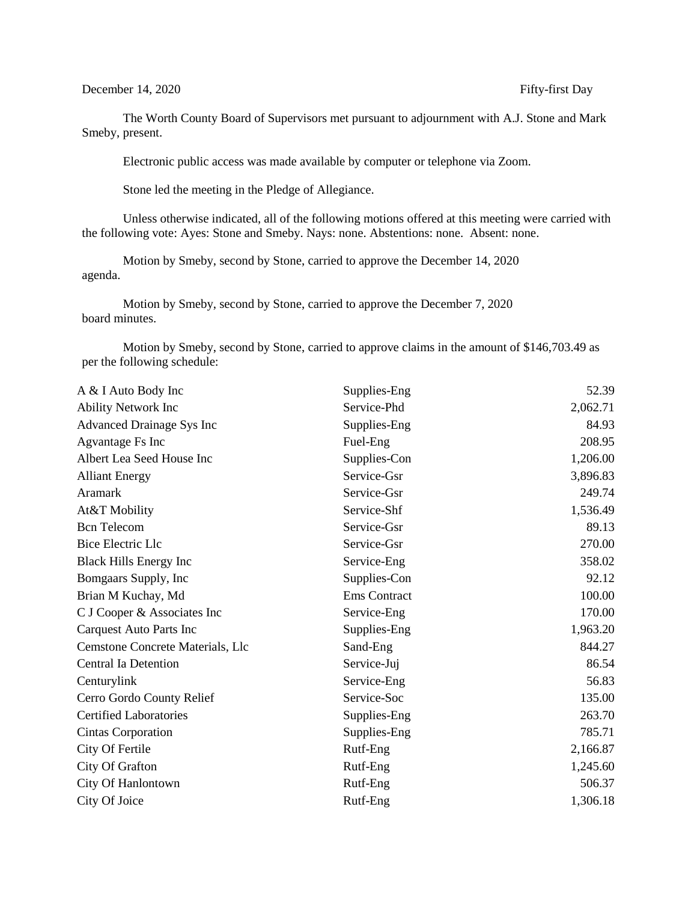December 14, 2020 Fifty-first Day

The Worth County Board of Supervisors met pursuant to adjournment with A.J. Stone and Mark Smeby, present.

Electronic public access was made available by computer or telephone via Zoom.

Stone led the meeting in the Pledge of Allegiance.

Unless otherwise indicated, all of the following motions offered at this meeting were carried with the following vote: Ayes: Stone and Smeby. Nays: none. Abstentions: none. Absent: none.

Motion by Smeby, second by Stone, carried to approve the December 14, 2020 agenda.

Motion by Smeby, second by Stone, carried to approve the December 7, 2020 board minutes.

Motion by Smeby, second by Stone, carried to approve claims in the amount of $146,703.49 as per the following schedule:

| | | |
|---|---|---|
| A & I Auto Body Inc | Supplies-Eng | 52.39 |
| Ability Network Inc | Service-Phd | 2,062.71 |
| Advanced Drainage Sys Inc | Supplies-Eng | 84.93 |
| Agvantage Fs Inc | Fuel-Eng | 208.95 |
| Albert Lea Seed House Inc | Supplies-Con | 1,206.00 |
| Alliant Energy | Service-Gsr | 3,896.83 |
| Aramark | Service-Gsr | 249.74 |
| At&T Mobility | Service-Shf | 1,536.49 |
| Bcn Telecom | Service-Gsr | 89.13 |
| Bice Electric Llc | Service-Gsr | 270.00 |
| Black Hills Energy Inc | Service-Eng | 358.02 |
| Bomgaars Supply, Inc | Supplies-Con | 92.12 |
| Brian M Kuchay, Md | Ems Contract | 100.00 |
| C J Cooper & Associates Inc | Service-Eng | 170.00 |
| Carquest Auto Parts Inc | Supplies-Eng | 1,963.20 |
| Cemstone Concrete Materials, Llc | Sand-Eng | 844.27 |
| Central Ia Detention | Service-Juj | 86.54 |
| Centurylink | Service-Eng | 56.83 |
| Cerro Gordo County Relief | Service-Soc | 135.00 |
| Certified Laboratories | Supplies-Eng | 263.70 |
| Cintas Corporation | Supplies-Eng | 785.71 |
| City Of Fertile | Rutf-Eng | 2,166.87 |
| City Of Grafton | Rutf-Eng | 1,245.60 |
| City Of Hanlontown | Rutf-Eng | 506.37 |
| City Of Joice | Rutf-Eng | 1,306.18 |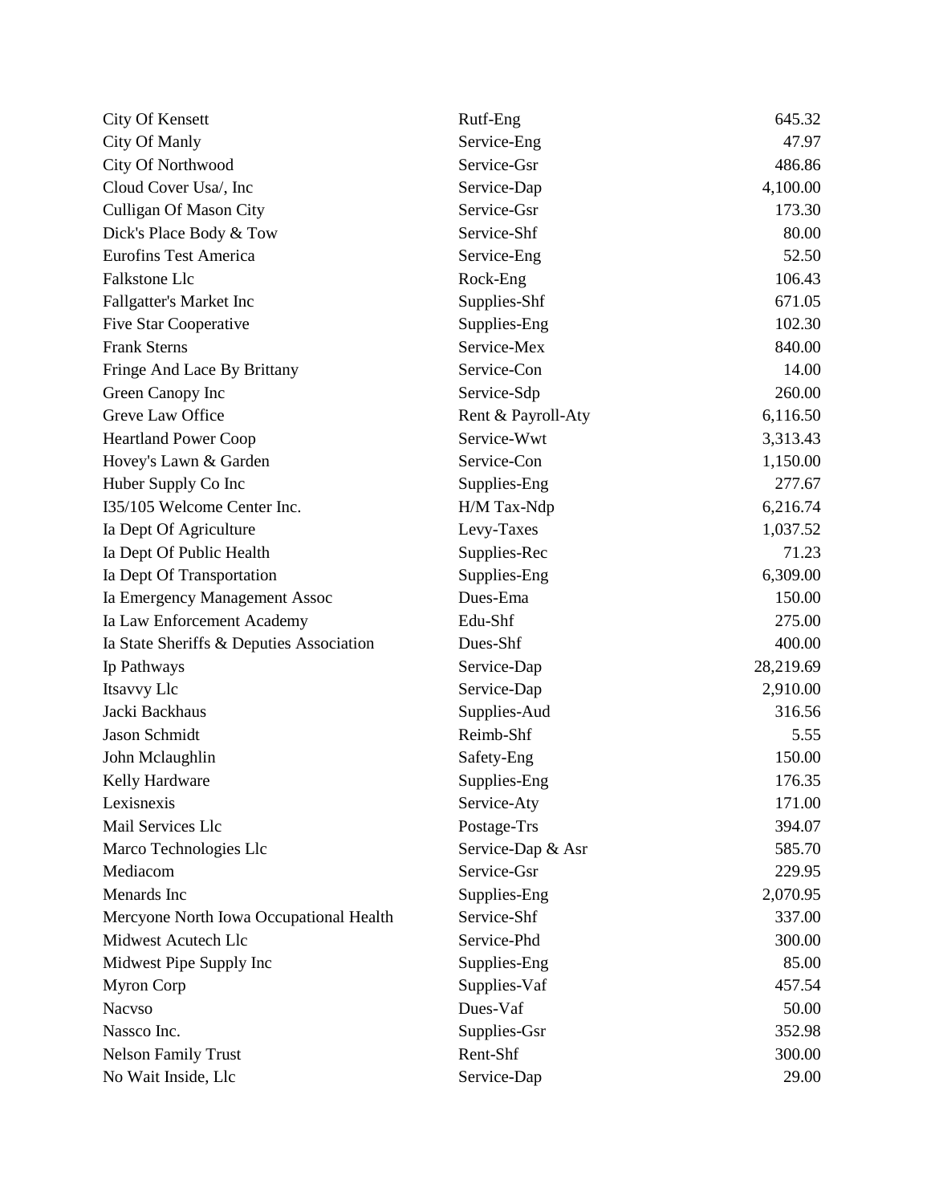| | | |
|---|---|---|
| City Of Kensett | Rutf-Eng | 645.32 |
| City Of Manly | Service-Eng | 47.97 |
| City Of Northwood | Service-Gsr | 486.86 |
| Cloud Cover Usa/, Inc | Service-Dap | 4,100.00 |
| Culligan Of Mason City | Service-Gsr | 173.30 |
| Dick's Place Body & Tow | Service-Shf | 80.00 |
| Eurofins Test America | Service-Eng | 52.50 |
| Falkstone Llc | Rock-Eng | 106.43 |
| Fallgatter's Market Inc | Supplies-Shf | 671.05 |
| Five Star Cooperative | Supplies-Eng | 102.30 |
| Frank Sterns | Service-Mex | 840.00 |
| Fringe And Lace By Brittany | Service-Con | 14.00 |
| Green Canopy Inc | Service-Sdp | 260.00 |
| Greve Law Office | Rent & Payroll-Aty | 6,116.50 |
| Heartland Power Coop | Service-Wwt | 3,313.43 |
| Hovey's Lawn & Garden | Service-Con | 1,150.00 |
| Huber Supply Co Inc | Supplies-Eng | 277.67 |
| I35/105 Welcome Center Inc. | H/M Tax-Ndp | 6,216.74 |
| Ia Dept Of Agriculture | Levy-Taxes | 1,037.52 |
| Ia Dept Of Public Health | Supplies-Rec | 71.23 |
| Ia Dept Of Transportation | Supplies-Eng | 6,309.00 |
| Ia Emergency Management Assoc | Dues-Ema | 150.00 |
| Ia Law Enforcement Academy | Edu-Shf | 275.00 |
| Ia State Sheriffs & Deputies Association | Dues-Shf | 400.00 |
| Ip Pathways | Service-Dap | 28,219.69 |
| Itsavvy Llc | Service-Dap | 2,910.00 |
| Jacki Backhaus | Supplies-Aud | 316.56 |
| Jason Schmidt | Reimb-Shf | 5.55 |
| John Mclaughlin | Safety-Eng | 150.00 |
| Kelly Hardware | Supplies-Eng | 176.35 |
| Lexisnexis | Service-Aty | 171.00 |
| Mail Services Llc | Postage-Trs | 394.07 |
| Marco Technologies Llc | Service-Dap & Asr | 585.70 |
| Mediacom | Service-Gsr | 229.95 |
| Menards Inc | Supplies-Eng | 2,070.95 |
| Mercyone North Iowa Occupational Health | Service-Shf | 337.00 |
| Midwest Acutech Llc | Service-Phd | 300.00 |
| Midwest Pipe Supply Inc | Supplies-Eng | 85.00 |
| Myron Corp | Supplies-Vaf | 457.54 |
| Nacvso | Dues-Vaf | 50.00 |
| Nassco Inc. | Supplies-Gsr | 352.98 |
| Nelson Family Trust | Rent-Shf | 300.00 |
| No Wait Inside, Llc | Service-Dap | 29.00 |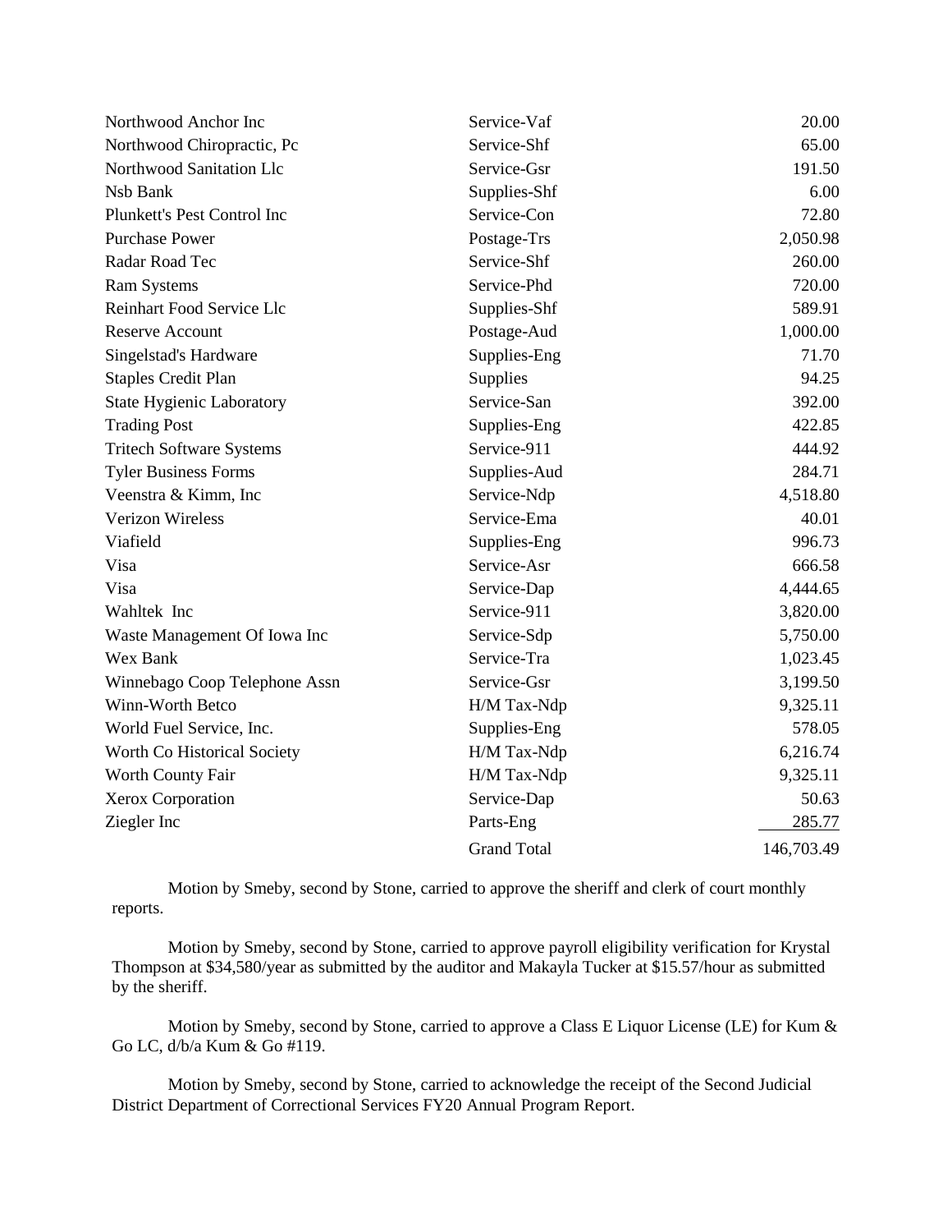| | | |
|---|---|---|
| Northwood Anchor Inc | Service-Vaf | 20.00 |
| Northwood Chiropractic, Pc | Service-Shf | 65.00 |
| Northwood Sanitation Llc | Service-Gsr | 191.50 |
| Nsb Bank | Supplies-Shf | 6.00 |
| Plunkett's Pest Control Inc | Service-Con | 72.80 |
| Purchase Power | Postage-Trs | 2,050.98 |
| Radar Road Tec | Service-Shf | 260.00 |
| Ram Systems | Service-Phd | 720.00 |
| Reinhart Food Service Llc | Supplies-Shf | 589.91 |
| Reserve Account | Postage-Aud | 1,000.00 |
| Singelstad's Hardware | Supplies-Eng | 71.70 |
| Staples Credit Plan | Supplies | 94.25 |
| State Hygienic Laboratory | Service-San | 392.00 |
| Trading Post | Supplies-Eng | 422.85 |
| Tritech Software Systems | Service-911 | 444.92 |
| Tyler Business Forms | Supplies-Aud | 284.71 |
| Veenstra & Kimm, Inc | Service-Ndp | 4,518.80 |
| Verizon Wireless | Service-Ema | 40.01 |
| Viafield | Supplies-Eng | 996.73 |
| Visa | Service-Asr | 666.58 |
| Visa | Service-Dap | 4,444.65 |
| Wahltek Inc | Service-911 | 3,820.00 |
| Waste Management Of Iowa Inc | Service-Sdp | 5,750.00 |
| Wex Bank | Service-Tra | 1,023.45 |
| Winnebago Coop Telephone Assn | Service-Gsr | 3,199.50 |
| Winn-Worth Betco | H/M Tax-Ndp | 9,325.11 |
| World Fuel Service, Inc. | Supplies-Eng | 578.05 |
| Worth Co Historical Society | H/M Tax-Ndp | 6,216.74 |
| Worth County Fair | H/M Tax-Ndp | 9,325.11 |
| Xerox Corporation | Service-Dap | 50.63 |
| Ziegler Inc | Parts-Eng | 285.77 |
| | Grand Total | 146,703.49 |

Motion by Smeby, second by Stone, carried to approve the sheriff and clerk of court monthly reports.

Motion by Smeby, second by Stone, carried to approve payroll eligibility verification for Krystal Thompson at $34,580/year as submitted by the auditor and Makayla Tucker at $15.57/hour as submitted by the sheriff.

Motion by Smeby, second by Stone, carried to approve a Class E Liquor License (LE) for Kum & Go LC, d/b/a Kum & Go #119.

Motion by Smeby, second by Stone, carried to acknowledge the receipt of the Second Judicial District Department of Correctional Services FY20 Annual Program Report.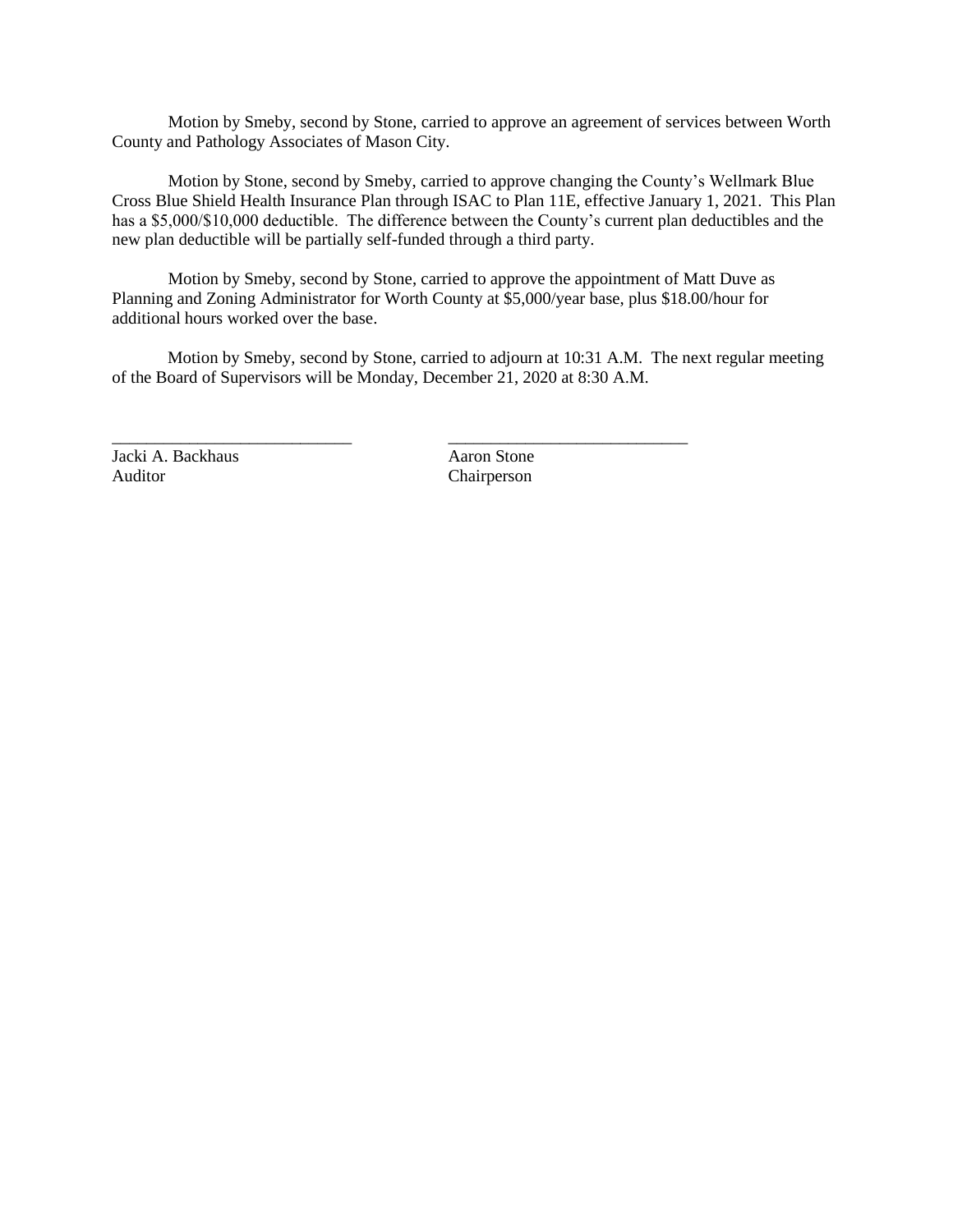Motion by Smeby, second by Stone, carried to approve an agreement of services between Worth County and Pathology Associates of Mason City.

Motion by Stone, second by Smeby, carried to approve changing the County's Wellmark Blue Cross Blue Shield Health Insurance Plan through ISAC to Plan 11E, effective January 1, 2021. This Plan has a $5,000/$10,000 deductible. The difference between the County's current plan deductibles and the new plan deductible will be partially self-funded through a third party.

Motion by Smeby, second by Stone, carried to approve the appointment of Matt Duve as Planning and Zoning Administrator for Worth County at $5,000/year base, plus $18.00/hour for additional hours worked over the base.

Motion by Smeby, second by Stone, carried to adjourn at 10:31 A.M. The next regular meeting of the Board of Supervisors will be Monday, December 21, 2020 at 8:30 A.M.

| | |
|---|---|
| ____________________________ | ____________________________ |
| Jacki A. Backhaus | Aaron Stone |
| Auditor | Chairperson |